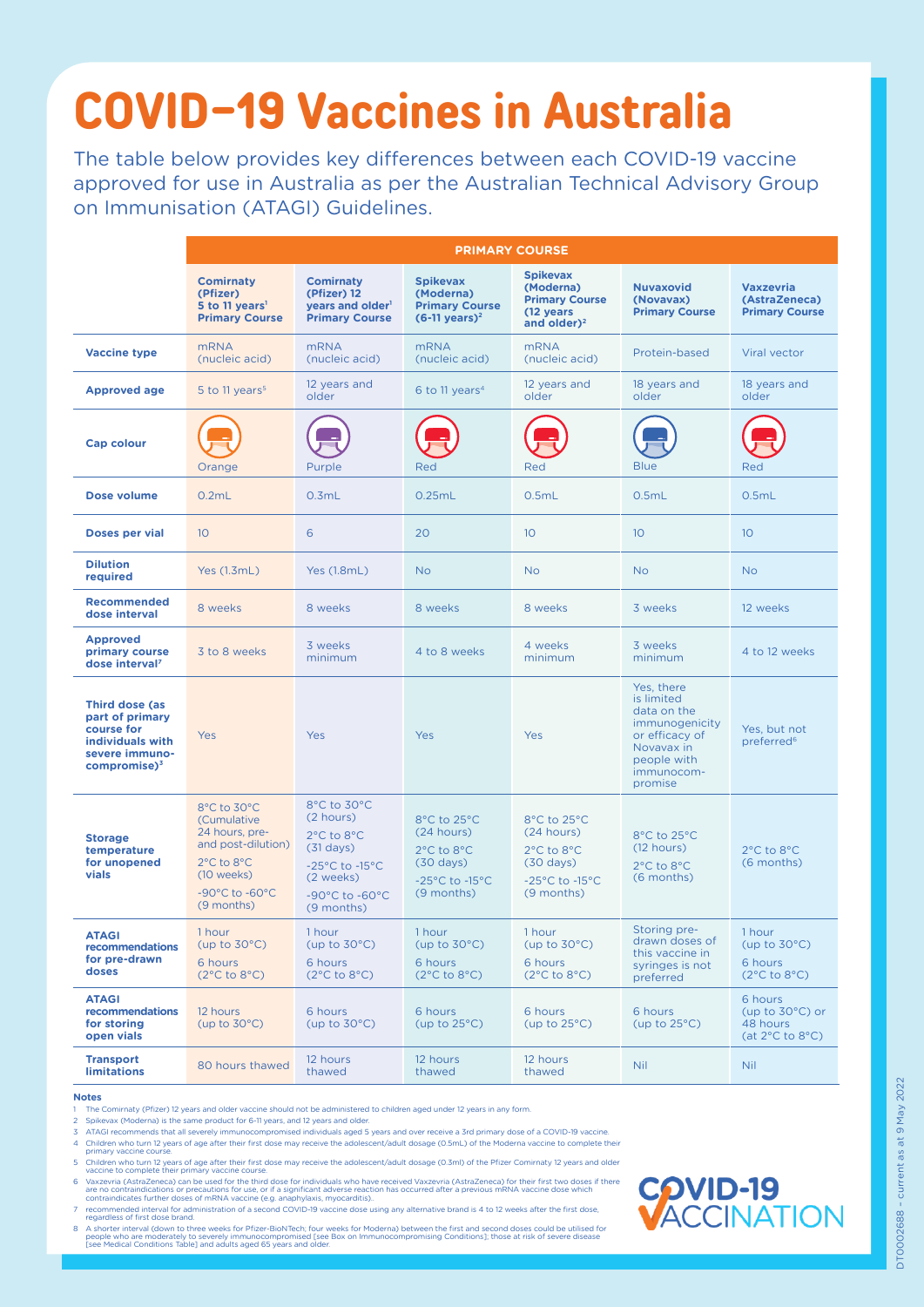# COVID-19 Vaccines in Australia

The table below provides key differences between each COVID-19 vaccine approved for use in Australia as per the Australian Technical Advisory Group on Immunisation (ATAGI) Guidelines.

| | PRIMARY COURSE | | | | | |
|---|---|---|---|---|---|---|
| | **Comirnaty (Pfizer) 5 to 11 years[1] Primary Course** | **Comirnaty (Pfizer) 12 years and older[1] Primary Course** | **Spikevax (Moderna) Primary Course (6-11 years)[2]** | **Spikevax (Moderna) Primary Course (12 years and older)[2]** | **Nuvaxovid (Novavax) Primary Course** | **Vaxzevria (AstraZeneca) Primary Course** |
| **Vaccine type** | mRNA (nucleic acid) | mRNA (nucleic acid) | mRNA (nucleic acid) | mRNA (nucleic acid) | Protein-based | Viral vector |
| **Approved age** | 5 to 11 years[5] | 12 years and older | 6 to 11 years[4] | 12 years and older | 18 years and older | 18 years and older |
| **Cap colour** | Orange | Purple | Red | Red | Blue | Red |
| **Dose volume** | 0.2mL | 0.3mL | 0.25mL | 0.5mL | 0.5mL | 0.5mL |
| **Doses per vial** | 10 | 6 | 20 | 10 | 10 | 10 |
| **Dilution required** | Yes (1.3mL) | Yes (1.8mL) | No | No | No | No |
| **Recommended dose interval** | 8 weeks | 8 weeks | 8 weeks | 8 weeks | 3 weeks | 12 weeks |
| **Approved primary course dose interval[7]** | 3 to 8 weeks | 3 weeks minimum | 4 to 8 weeks | 4 weeks minimum | 3 weeks minimum | 4 to 12 weeks |
| **Third dose (as part of primary course for individuals with severe immuno-compromise)[3]** | Yes | Yes | Yes | Yes | Yes, there is limited data on the immunogenicity or efficacy of Novavax in people with immunocom-promise | Yes, but not preferred[6] |
| **Storage temperature for unopened vials** | 8°C to 30°C (Cumulative 24 hours, pre- and post-dilution) 2°C to 8°C (10 weeks) -90°C to -60°C (9 months) | 8°C to 30°C (2 hours) 2°C to 8°C (31 days) -25°C to -15°C (2 weeks) -90°C to -60°C (9 months) | 8°C to 25°C (24 hours) 2°C to 8°C (30 days) -25°C to -15°C (9 months) | 8°C to 25°C (24 hours) 2°C to 8°C (30 days) -25°C to -15°C (9 months) | 8°C to 25°C (12 hours) 2°C to 8°C (6 months) | 2°C to 8°C (6 months) |
| **ATAGI recommendations for pre-drawn doses** | 1 hour (up to 30°C) 6 hours (2°C to 8°C) | 1 hour (up to 30°C) 6 hours (2°C to 8°C) | 1 hour (up to 30°C) 6 hours (2°C to 8°C) | 1 hour (up to 30°C) 6 hours (2°C to 8°C) | Storing pre-drawn doses of this vaccine in syringes is not preferred | 1 hour (up to 30°C) 6 hours (2°C to 8°C) |
| **ATAGI recommendations for storing open vials** | 12 hours (up to 30°C) | 6 hours (up to 30°C) | 6 hours (up to 25°C) | 6 hours (up to 25°C) | 6 hours (up to 25°C) | 6 hours (up to 30°C) or 48 hours (at 2°C to 8°C) |
| **Transport limitations** | 80 hours thawed | 12 hours thawed | 12 hours thawed | 12 hours thawed | Nil | Nil |

**Notes**

1. The Comirnaty (Pfizer) 12 years and older vaccine should not be administered to children aged under 12 years in any form.
2. Spikevax (Moderna) is the same product for 6-11 years, and 12 years and older.
3. ATAGI recommends that all severely immunocompromised individuals aged 5 years and over receive a 3rd primary dose of a COVID-19 vaccine.
4. Children who turn 12 years of age after their first dose may receive the adolescent/adult dosage (0.5mL) of the Moderna vaccine to complete their primary vaccine course.
5. Children who turn 12 years of age after their first dose may receive the adolescent/adult dosage (0.3ml) of the Pfizer Comirnaty 12 years and older vaccine to complete their primary vaccine course.
6. Vaxzevria (AstraZeneca) can be used for the third dose for individuals who have received Vaxzevria (AstraZeneca) for their first two doses if there are no contraindications or precautions for use, or if a significant adverse reaction has occurred after a previous mRNA vaccine dose which contraindicates further doses of mRNA vaccine (e.g. anaphylaxis, myocarditis).
7. recommended interval for administration of a second COVID-19 vaccine dose using any alternative brand is 4 to 12 weeks after the first dose, regardless of first dose brand.
8. A shorter interval (down to three weeks for Pfizer-BioNTech; four weeks for Moderna) between the first and second doses could be utilised for people who are moderately to severely immunocompromised [see Box on Immunocompromising Conditions]; those at risk of severe disease [see Medical Conditions Table] and adults aged 65 years and older.

COVID-19 VACCINATION

DT0002688 - current as at 9 May 2022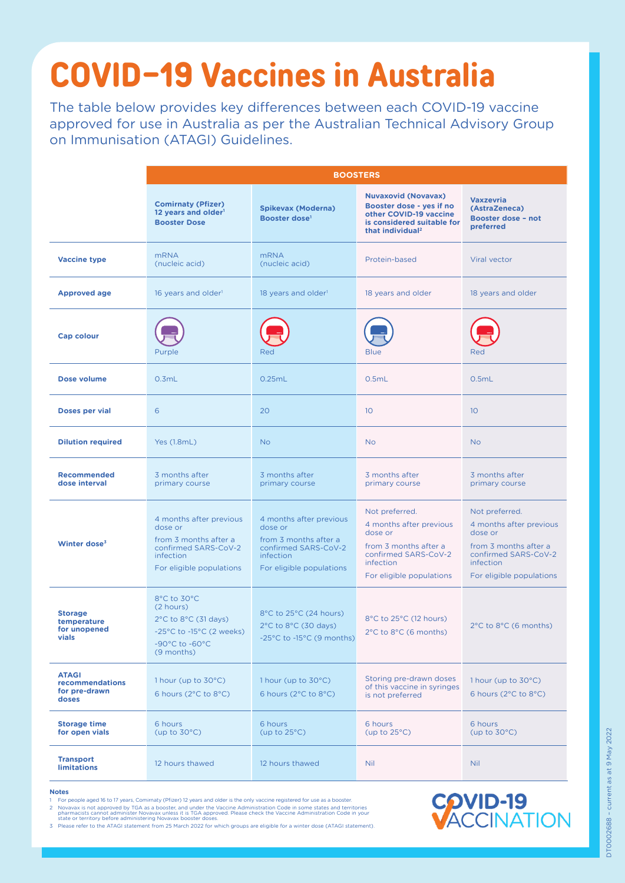# COVID-19 Vaccines in Australia

The table below provides key differences between each COVID-19 vaccine approved for use in Australia as per the Australian Technical Advisory Group on Immunisation (ATAGI) Guidelines.

| | BOOSTERS | | | |
|---|---|---|---|---|
| | **Comirnaty (Pfizer) 12 years and older[1] Booster Dose** | **Spikevax (Moderna) Booster dose[1]** | **Nuvaxovid (Novavax) Booster dose - yes if no other COVID-19 vaccine is considered suitable for that individual[2]** | **Vaxzevria (AstraZeneca) Booster dose – not preferred** |
| **Vaccine type** | mRNA (nucleic acid) | mRNA (nucleic acid) | Protein-based | Viral vector |
| **Approved age** | 16 years and older[1] | 18 years and older[1] | 18 years and older | 18 years and older |
| **Cap colour** | Purple | Red | Blue | Red |
| **Dose volume** | 0.3mL | 0.25mL | 0.5mL | 0.5mL |
| **Doses per vial** | 6 | 20 | 10 | 10 |
| **Dilution required** | Yes (1.8mL) | No | No | No |
| **Recommended dose interval** | 3 months after primary course | 3 months after primary course | 3 months after primary course | 3 months after primary course |
| **Winter dose[3]** | 4 months after previous dose or from 3 months after a confirmed SARS-CoV-2 infection For eligible populations | 4 months after previous dose or from 3 months after a confirmed SARS-CoV-2 infection For eligible populations | Not preferred. 4 months after previous dose or from 3 months after a confirmed SARS-CoV-2 infection For eligible populations | Not preferred. 4 months after previous dose or from 3 months after a confirmed SARS-CoV-2 infection For eligible populations |
| **Storage temperature for unopened vials** | 8°C to 30°C (2 hours) 2°C to 8°C (31 days) -25°C to -15°C (2 weeks) -90°C to -60°C (9 months) | 8°C to 25°C (24 hours) 2°C to 8°C (30 days) -25°C to -15°C (9 months) | 8°C to 25°C (12 hours) 2°C to 8°C (6 months) | 2°C to 8°C (6 months) |
| **ATAGI recommendations for pre-drawn doses** | 1 hour (up to 30°C) 6 hours (2°C to 8°C) | 1 hour (up to 30°C) 6 hours (2°C to 8°C) | Storing pre-drawn doses of this vaccine in syringes is not preferred | 1 hour (up to 30°C) 6 hours (2°C to 8°C) |
| **Storage time for open vials** | 6 hours (up to 30°C) | 6 hours (up to 25°C) | 6 hours (up to 25°C) | 6 hours (up to 30°C) |
| **Transport limitations** | 12 hours thawed | 12 hours thawed | Nil | Nil |

**Notes**

1. For people aged 16 to 17 years, Comirnaty (Pfizer) 12 years and older is the only vaccine registered for use as a booster.
2. Novavax is not approved by TGA as a booster, and under the Vaccine Administration Code in some states and territories pharmacists cannot administer Novavax unless it is TGA approved. Please check the Vaccine Administration Code in your state or territory before administering Novavax booster doses.
3. Please refer to the ATAGI statement from 25 March 2022 for which groups are eligible for a winter dose (ATAGI statement).

COVID-19 VACCINATION

DT0002688 - current as at 9 May 2022